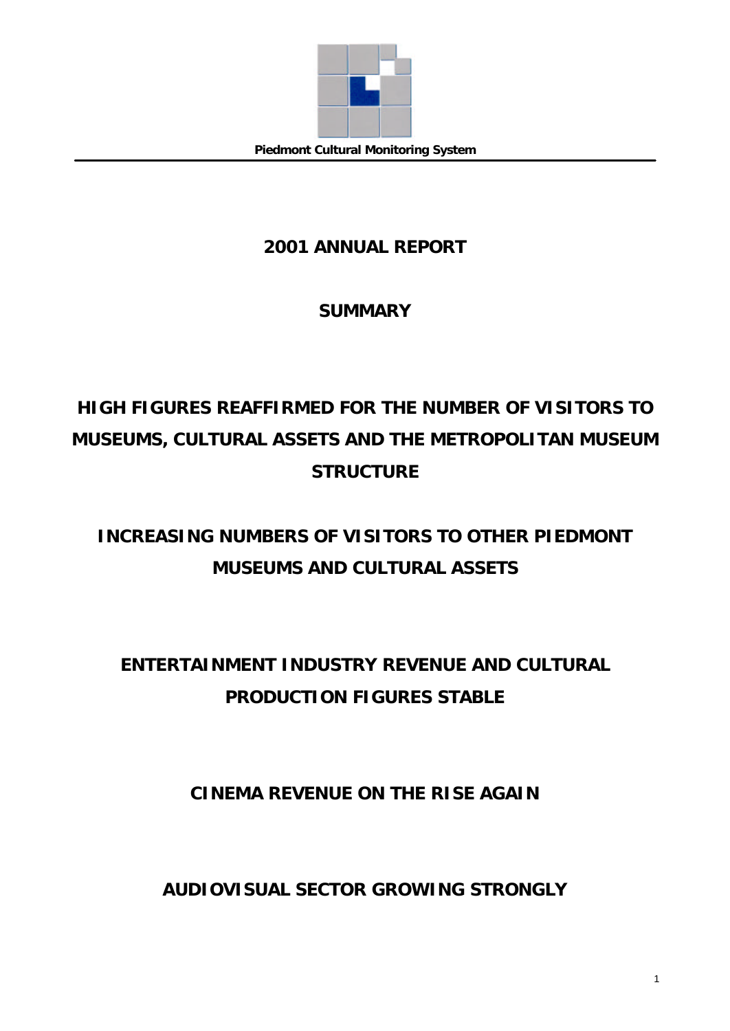Piedmont Cultural Monitoring System

# 2001 ANNUAL REPORT

## SUMMARY

## HIGH FIGURES REAFFIRMED FOR THE NUMBER OF VISITORS TO MUSEUMS, CULTURAL ASSETS AND THE METROPOLITAN MUSEUM STRUCTURE

## INCREASING NUMBERS OF VISITORS TO OTHER PIEDMONT MUSEUMS AND CULTURAL ASSETS

## ENTERTAINMENT INDUSTRY REVENUE AND CULTURAL PRODUCTION FIGURES STABLE

## CINEMA REVENUE ON THE RISE AGAIN

## AUDIOVISUAL SECTOR GROWING STRONGLY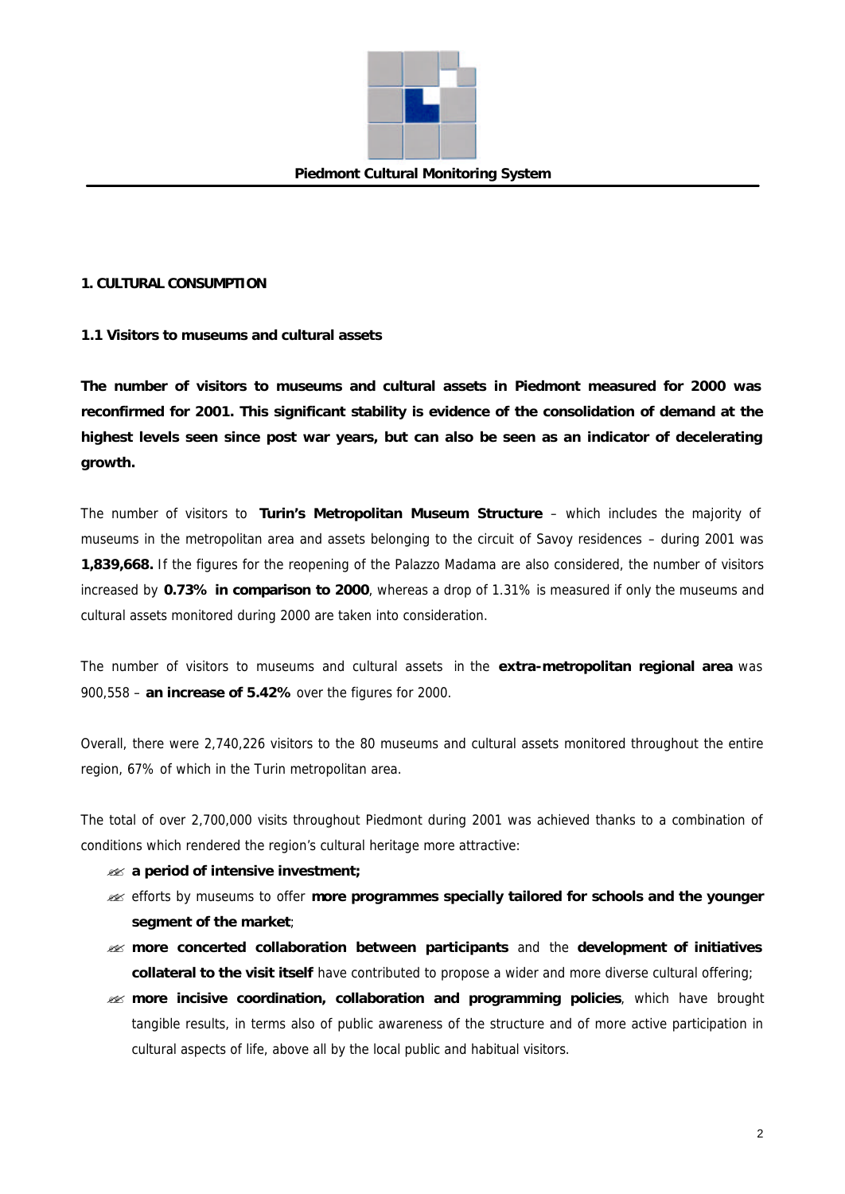## 1. CULTURAL CONSUMPTION

### 1.1 Visitors to museums and cultural assets

**The number of visitors to museums and cultural assets in Piedmont measured for 2000 was reconfirmed for 2001. This significant stability is evidence of the consolidation of demand at the highest levels seen since post war years, but can also be seen as an indicator of decelerating growth.**

The number of visitors to **Turin's Metropolitan Museum Structure** – which includes the majority of museums in the metropolitan area and assets belonging to the circuit of Savoy residences – during 2001 was **1,839,668.** If the figures for the reopening of the Palazzo Madama are also considered, the number of visitors increased by **0.73% in comparison to 2000**, whereas a drop of 1.31% is measured if only the museums and cultural assets monitored during 2000 are taken into consideration.

The number of visitors to museums and cultural assets in the **extra-metropolitan regional area** was 900,558 – **an increase of 5.42%** over the figures for 2000.

Overall, there were 2,740,226 visitors to the 80 museums and cultural assets monitored throughout the entire region, 67% of which in the Turin metropolitan area.

The total of over 2,700,000 visits throughout Piedmont during 2001 was achieved thanks to a combination of conditions which rendered the region's cultural heritage more attractive:

- **a period of intensive investment;**
- efforts by museums to offer **more programmes specially tailored for schools and the younger segment of the market**;
- **more concerted collaboration between participants** and the **development of initiatives collateral to the visit itself** have contributed to propose a wider and more diverse cultural offering;
- **more incisive coordination, collaboration and programming policies**, which have brought tangible results, in terms also of public awareness of the structure and of more active participation in cultural aspects of life, above all by the local public and habitual visitors.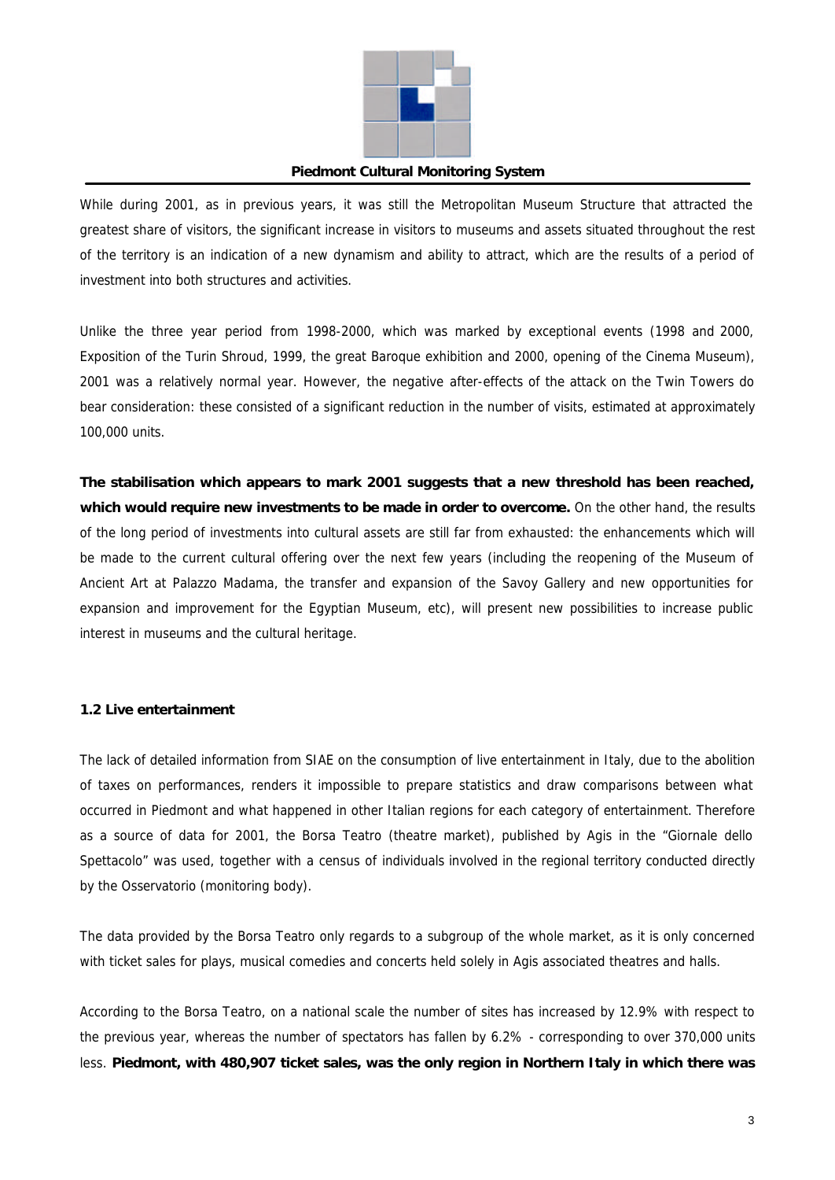While during 2001, as in previous years, it was still the Metropolitan Museum Structure that attracted the greatest share of visitors, the significant increase in visitors to museums and assets situated throughout the rest of the territory is an indication of a new dynamism and ability to attract, which are the results of a period of investment into both structures and activities.

Unlike the three year period from 1998-2000, which was marked by exceptional events (1998 and 2000, Exposition of the Turin Shroud, 1999, the great Baroque exhibition and 2000, opening of the Cinema Museum), 2001 was a relatively normal year. However, the negative after-effects of the attack on the Twin Towers do bear consideration: these consisted of a significant reduction in the number of visits, estimated at approximately 100,000 units.

**The stabilisation which appears to mark 2001 suggests that a new threshold has been reached, which would require new investments to be made in order to overcome.** On the other hand, the results of the long period of investments into cultural assets are still far from exhausted: the enhancements which will be made to the current cultural offering over the next few years (including the reopening of the Museum of Ancient Art at Palazzo Madama, the transfer and expansion of the Savoy Gallery and new opportunities for expansion and improvement for the Egyptian Museum, etc), will present new possibilities to increase public interest in museums and the cultural heritage.

### 1.2 Live entertainment

The lack of detailed information from SIAE on the consumption of live entertainment in Italy, due to the abolition of taxes on performances, renders it impossible to prepare statistics and draw comparisons between what occurred in Piedmont and what happened in other Italian regions for each category of entertainment. Therefore as a source of data for 2001, the Borsa Teatro (theatre market), published by Agis in the "Giornale dello Spettacolo" was used, together with a census of individuals involved in the regional territory conducted directly by the Osservatorio (monitoring body).

The data provided by the Borsa Teatro only regards to a subgroup of the whole market, as it is only concerned with ticket sales for plays, musical comedies and concerts held solely in Agis associated theatres and halls.

According to the Borsa Teatro, on a national scale the number of sites has increased by 12.9% with respect to the previous year, whereas the number of spectators has fallen by 6.2% - corresponding to over 370,000 units less. **Piedmont, with 480,907 ticket sales, was the only region in Northern Italy in which there was**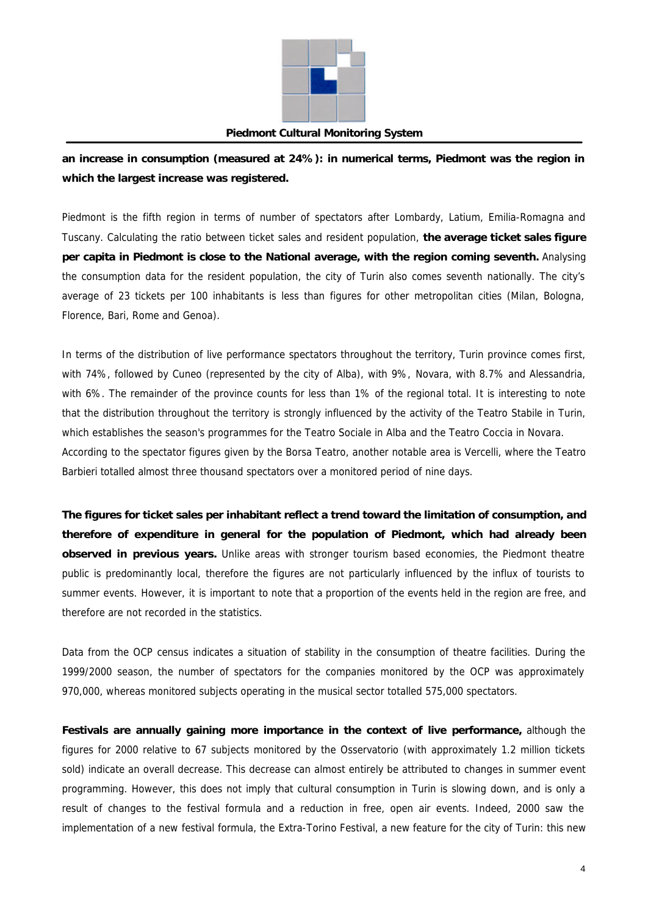**an increase in consumption (measured at 24%): in numerical terms, Piedmont was the region in which the largest increase was registered.**

Piedmont is the fifth region in terms of number of spectators after Lombardy, Latium, Emilia-Romagna and Tuscany. Calculating the ratio between ticket sales and resident population, **the average ticket sales figure per capita in Piedmont is close to the National average, with the region coming seventh.** Analysing the consumption data for the resident population, the city of Turin also comes seventh nationally. The city's average of 23 tickets per 100 inhabitants is less than figures for other metropolitan cities (Milan, Bologna, Florence, Bari, Rome and Genoa).

In terms of the distribution of live performance spectators throughout the territory, Turin province comes first, with 74%, followed by Cuneo (represented by the city of Alba), with 9%, Novara, with 8.7% and Alessandria, with 6%. The remainder of the province counts for less than 1% of the regional total. It is interesting to note that the distribution throughout the territory is strongly influenced by the activity of the Teatro Stabile in Turin, which establishes the season's programmes for the Teatro Sociale in Alba and the Teatro Coccia in Novara. According to the spectator figures given by the Borsa Teatro, another notable area is Vercelli, where the Teatro Barbieri totalled almost three thousand spectators over a monitored period of nine days.

**The figures for ticket sales per inhabitant reflect a trend toward the limitation of consumption, and therefore of expenditure in general for the population of Piedmont, which had already been observed in previous years.** Unlike areas with stronger tourism based economies, the Piedmont theatre public is predominantly local, therefore the figures are not particularly influenced by the influx of tourists to summer events. However, it is important to note that a proportion of the events held in the region are free, and therefore are not recorded in the statistics.

Data from the OCP census indicates a situation of stability in the consumption of theatre facilities. During the 1999/2000 season, the number of spectators for the companies monitored by the OCP was approximately 970,000, whereas monitored subjects operating in the musical sector totalled 575,000 spectators.

**Festivals are annually gaining more importance in the context of live performance,** although the figures for 2000 relative to 67 subjects monitored by the Osservatorio (with approximately 1.2 million tickets sold) indicate an overall decrease. This decrease can almost entirely be attributed to changes in summer event programming. However, this does not imply that cultural consumption in Turin is slowing down, and is only a result of changes to the festival formula and a reduction in free, open air events. Indeed, 2000 saw the implementation of a new festival formula, the Extra-Torino Festival, a new feature for the city of Turin: this new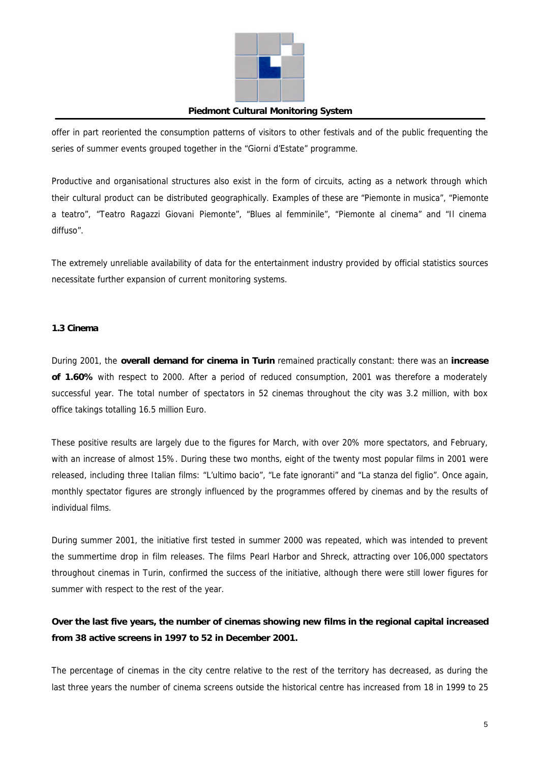offer in part reoriented the consumption patterns of visitors to other festivals and of the public frequenting the series of summer events grouped together in the "Giorni d'Estate" programme.

Productive and organisational structures also exist in the form of circuits, acting as a network through which their cultural product can be distributed geographically. Examples of these are "Piemonte in musica", "Piemonte a teatro", "Teatro Ragazzi Giovani Piemonte", "Blues al femminile", "Piemonte al cinema" and "Il cinema diffuso".

The extremely unreliable availability of data for the entertainment industry provided by official statistics sources necessitate further expansion of current monitoring systems.

### 1.3 Cinema

During 2001, the **overall demand for cinema in Turin** remained practically constant: there was an **increase of 1.60%** with respect to 2000. After a period of reduced consumption, 2001 was therefore a moderately successful year. The total number of spectators in 52 cinemas throughout the city was 3.2 million, with box office takings totalling 16.5 million Euro.

These positive results are largely due to the figures for March, with over 20% more spectators, and February, with an increase of almost 15%. During these two months, eight of the twenty most popular films in 2001 were released, including three Italian films: "L'ultimo bacio", "Le fate ignoranti" and "La stanza del figlio". Once again, monthly spectator figures are strongly influenced by the programmes offered by cinemas and by the results of individual films.

During summer 2001, the initiative first tested in summer 2000 was repeated, which was intended to prevent the summertime drop in film releases. The films Pearl Harbor and Shreck, attracting over 106,000 spectators throughout cinemas in Turin, confirmed the success of the initiative, although there were still lower figures for summer with respect to the rest of the year.

**Over the last five years, the number of cinemas showing new films in the regional capital increased from 38 active screens in 1997 to 52 in December 2001.**

The percentage of cinemas in the city centre relative to the rest of the territory has decreased, as during the last three years the number of cinema screens outside the historical centre has increased from 18 in 1999 to 25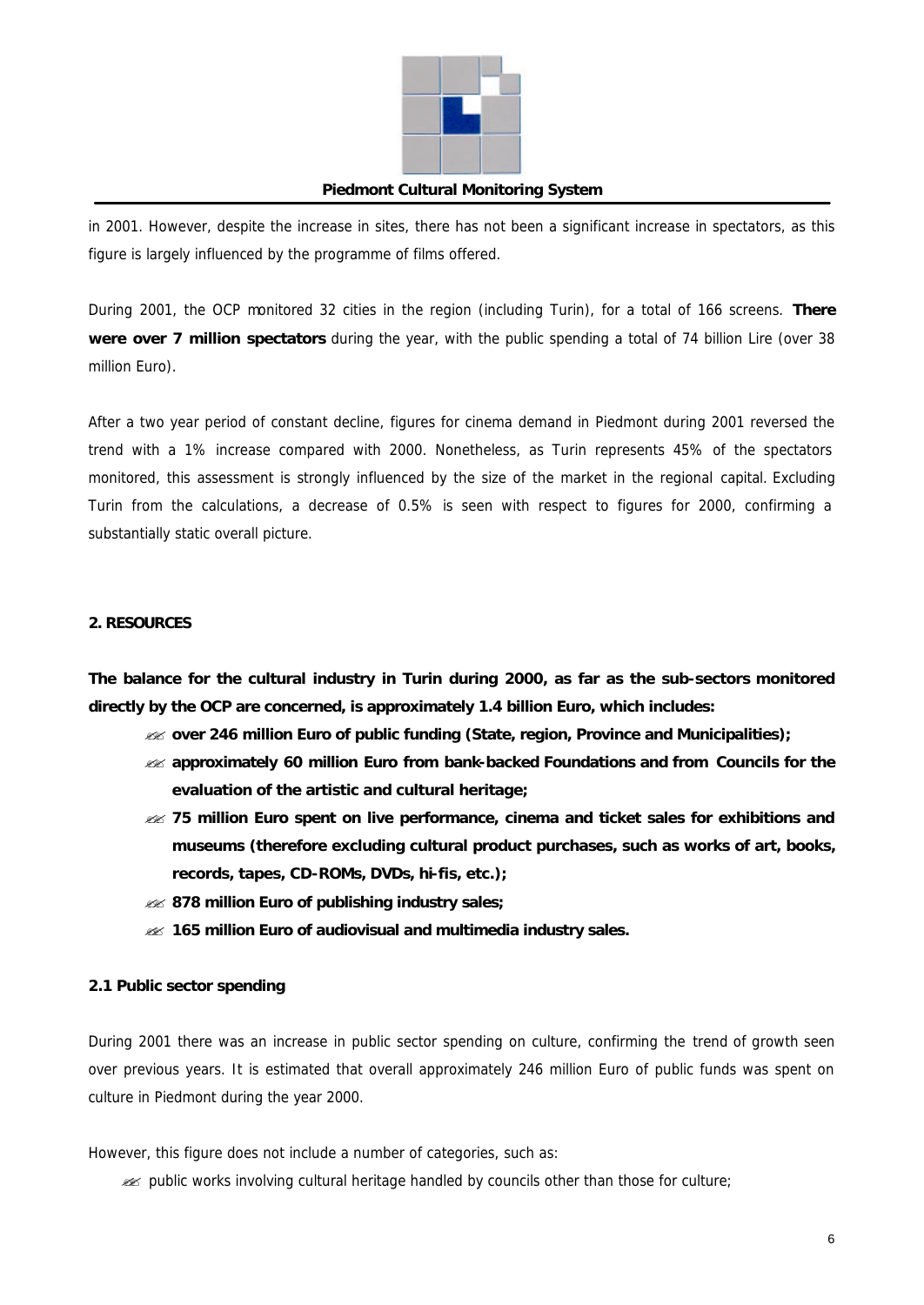in 2001. However, despite the increase in sites, there has not been a significant increase in spectators, as this figure is largely influenced by the programme of films offered.

During 2001, the OCP monitored 32 cities in the region (including Turin), for a total of 166 screens. **There were over 7 million spectators** during the year, with the public spending a total of 74 billion Lire (over 38 million Euro).

After a two year period of constant decline, figures for cinema demand in Piedmont during 2001 reversed the trend with a 1% increase compared with 2000. Nonetheless, as Turin represents 45% of the spectators monitored, this assessment is strongly influenced by the size of the market in the regional capital. Excluding Turin from the calculations, a decrease of 0.5% is seen with respect to figures for 2000, confirming a substantially static overall picture.

## 2. RESOURCES

**The balance for the cultural industry in Turin during 2000, as far as the sub-sectors monitored directly by the OCP are concerned, is approximately 1.4 billion Euro, which includes:**

- **over 246 million Euro of public funding (State, region, Province and Municipalities);**
- **approximately 60 million Euro from bank-backed Foundations and from Councils for the evaluation of the artistic and cultural heritage;**
- **75 million Euro spent on live performance, cinema and ticket sales for exhibitions and museums (therefore excluding cultural product purchases, such as works of art, books, records, tapes, CD-ROMs, DVDs, hi-fis, etc.);**
- **878 million Euro of publishing industry sales;**
- **165 million Euro of audiovisual and multimedia industry sales.**

### 2.1 Public sector spending

During 2001 there was an increase in public sector spending on culture, confirming the trend of growth seen over previous years. It is estimated that overall approximately 246 million Euro of public funds was spent on culture in Piedmont during the year 2000.

However, this figure does not include a number of categories, such as:

- public works involving cultural heritage handled by councils other than those for culture;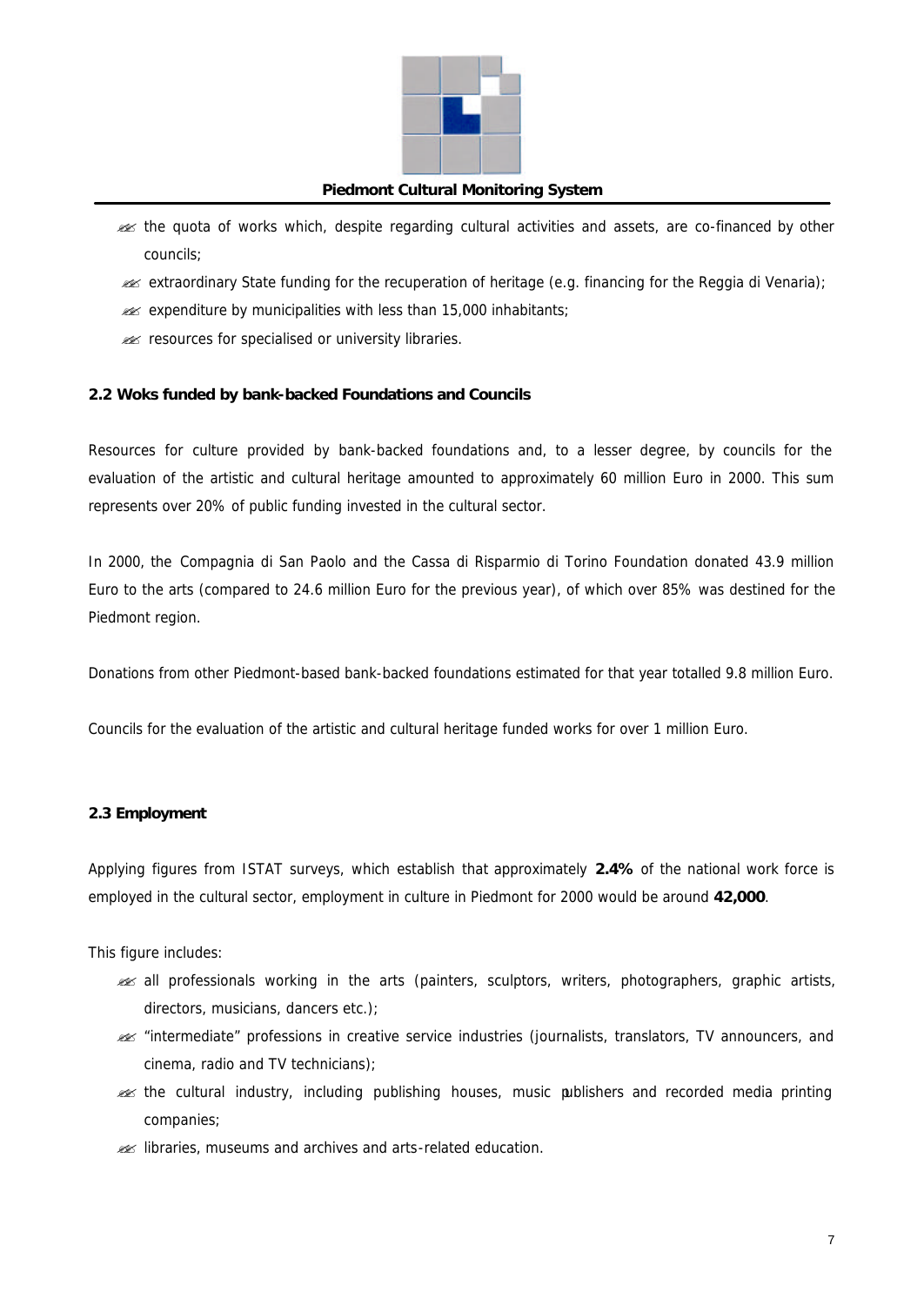- the quota of works which, despite regarding cultural activities and assets, are co-financed by other councils;
- extraordinary State funding for the recuperation of heritage (e.g. financing for the Reggia di Venaria);
- expenditure by municipalities with less than 15,000 inhabitants;
- resources for specialised or university libraries.

### 2.2 Woks funded by bank-backed Foundations and Councils

Resources for culture provided by bank-backed foundations and, to a lesser degree, by councils for the evaluation of the artistic and cultural heritage amounted to approximately 60 million Euro in 2000. This sum represents over 20% of public funding invested in the cultural sector.

In 2000, the Compagnia di San Paolo and the Cassa di Risparmio di Torino Foundation donated 43.9 million Euro to the arts (compared to 24.6 million Euro for the previous year), of which over 85% was destined for the Piedmont region.

Donations from other Piedmont-based bank-backed foundations estimated for that year totalled 9.8 million Euro.

Councils for the evaluation of the artistic and cultural heritage funded works for over 1 million Euro.

### 2.3 Employment

Applying figures from ISTAT surveys, which establish that approximately **2.4%** of the national work force is employed in the cultural sector, employment in culture in Piedmont for 2000 would be around **42,000**.

This figure includes:

- all professionals working in the arts (painters, sculptors, writers, photographers, graphic artists, directors, musicians, dancers etc.);
- "intermediate" professions in creative service industries (journalists, translators, TV announcers, and cinema, radio and TV technicians);
- the cultural industry, including publishing houses, music publishers and recorded media printing companies;
- libraries, museums and archives and arts-related education.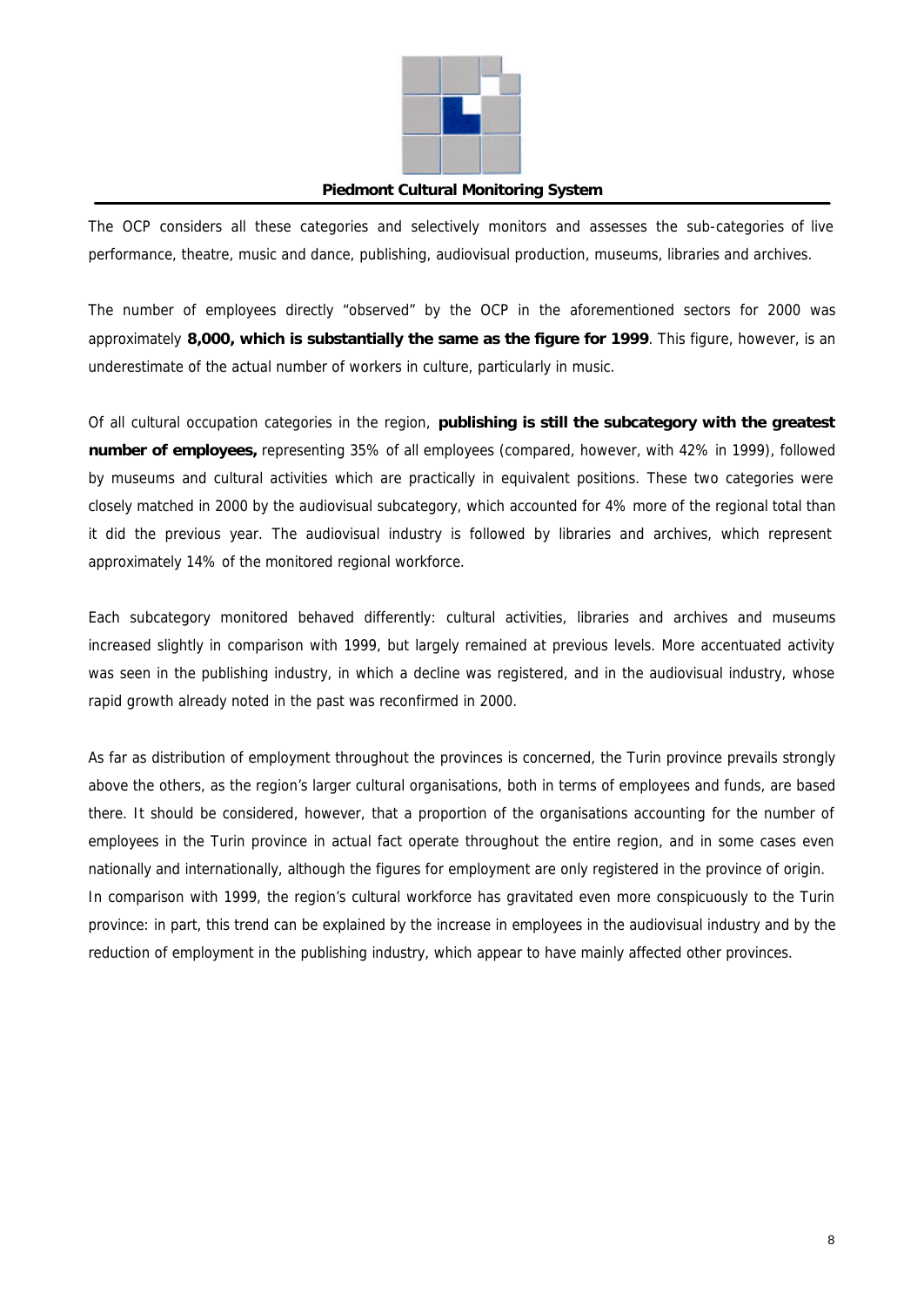The OCP considers all these categories and selectively monitors and assesses the sub-categories of live performance, theatre, music and dance, publishing, audiovisual production, museums, libraries and archives.

The number of employees directly "observed" by the OCP in the aforementioned sectors for 2000 was approximately **8,000, which is substantially the same as the figure for 1999**. This figure, however, is an underestimate of the actual number of workers in culture, particularly in music.

Of all cultural occupation categories in the region, **publishing is still the subcategory with the greatest number of employees,** representing 35% of all employees (compared, however, with 42% in 1999), followed by museums and cultural activities which are practically in equivalent positions. These two categories were closely matched in 2000 by the audiovisual subcategory, which accounted for 4% more of the regional total than it did the previous year. The audiovisual industry is followed by libraries and archives, which represent approximately 14% of the monitored regional workforce.

Each subcategory monitored behaved differently: cultural activities, libraries and archives and museums increased slightly in comparison with 1999, but largely remained at previous levels. More accentuated activity was seen in the publishing industry, in which a decline was registered, and in the audiovisual industry, whose rapid growth already noted in the past was reconfirmed in 2000.

As far as distribution of employment throughout the provinces is concerned, the Turin province prevails strongly above the others, as the region's larger cultural organisations, both in terms of employees and funds, are based there. It should be considered, however, that a proportion of the organisations accounting for the number of employees in the Turin province in actual fact operate throughout the entire region, and in some cases even nationally and internationally, although the figures for employment are only registered in the province of origin.
In comparison with 1999, the region's cultural workforce has gravitated even more conspicuously to the Turin province: in part, this trend can be explained by the increase in employees in the audiovisual industry and by the reduction of employment in the publishing industry, which appear to have mainly affected other provinces.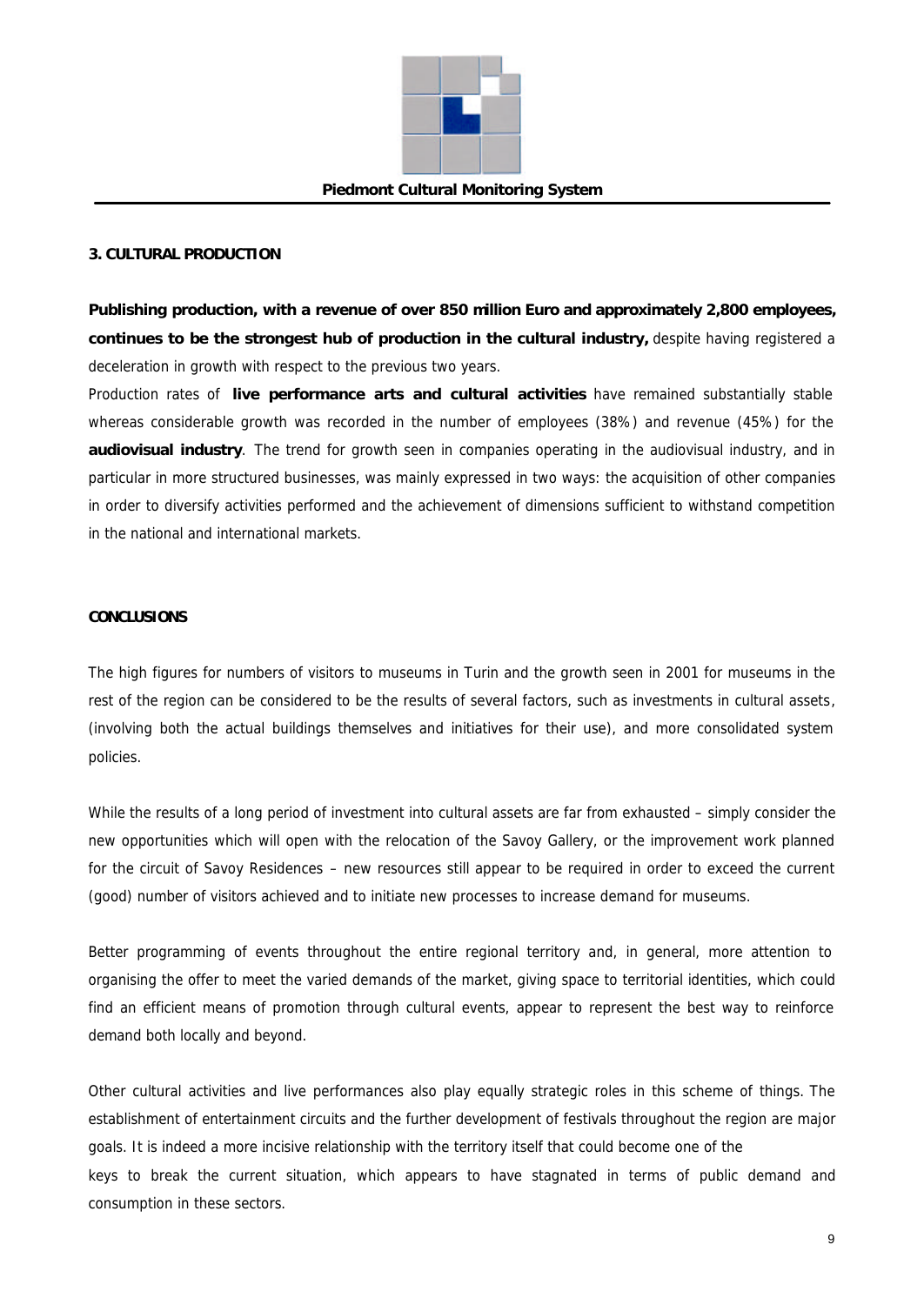## 3. CULTURAL PRODUCTION

**Publishing production, with a revenue of over 850 million Euro and approximately 2,800 employees, continues to be the strongest hub of production in the cultural industry,** despite having registered a deceleration in growth with respect to the previous two years.

Production rates of **live performance arts and cultural activities** have remained substantially stable whereas considerable growth was recorded in the number of employees (38%) and revenue (45%) for the **audiovisual industry**. The trend for growth seen in companies operating in the audiovisual industry, and in particular in more structured businesses, was mainly expressed in two ways: the acquisition of other companies in order to diversify activities performed and the achievement of dimensions sufficient to withstand competition in the national and international markets.

## CONCLUSIONS

The high figures for numbers of visitors to museums in Turin and the growth seen in 2001 for museums in the rest of the region can be considered to be the results of several factors, such as investments in cultural assets, (involving both the actual buildings themselves and initiatives for their use), and more consolidated system policies.

While the results of a long period of investment into cultural assets are far from exhausted – simply consider the new opportunities which will open with the relocation of the Savoy Gallery, or the improvement work planned for the circuit of Savoy Residences – new resources still appear to be required in order to exceed the current (good) number of visitors achieved and to initiate new processes to increase demand for museums.

Better programming of events throughout the entire regional territory and, in general, more attention to organising the offer to meet the varied demands of the market, giving space to territorial identities, which could find an efficient means of promotion through cultural events, appear to represent the best way to reinforce demand both locally and beyond.

Other cultural activities and live performances also play equally strategic roles in this scheme of things. The establishment of entertainment circuits and the further development of festivals throughout the region are major goals. It is indeed a more incisive relationship with the territory itself that could become one of the keys to break the current situation, which appears to have stagnated in terms of public demand and consumption in these sectors.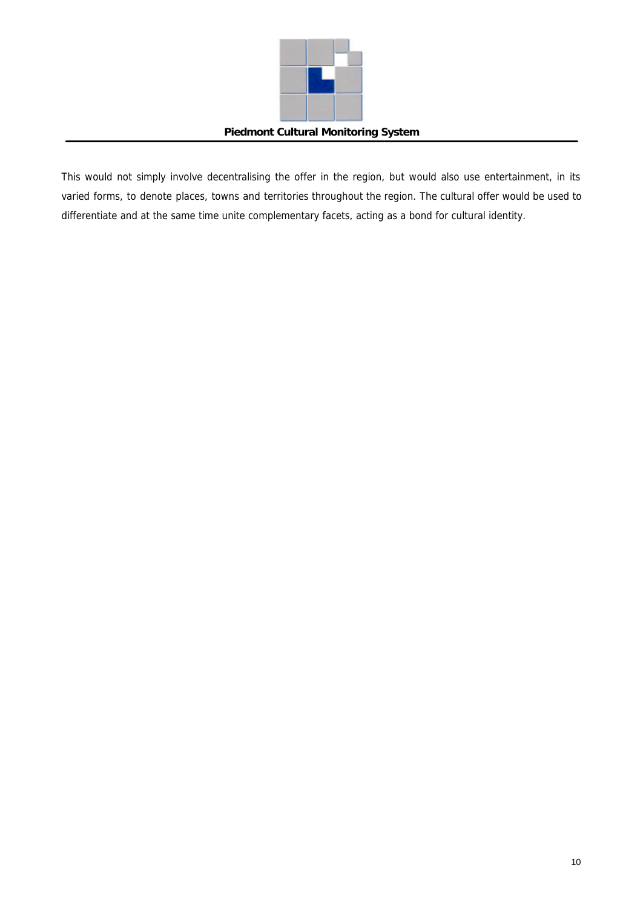This would not simply involve decentralising the offer in the region, but would also use entertainment, in its varied forms, to denote places, towns and territories throughout the region. The cultural offer would be used to differentiate and at the same time unite complementary facets, acting as a bond for cultural identity.